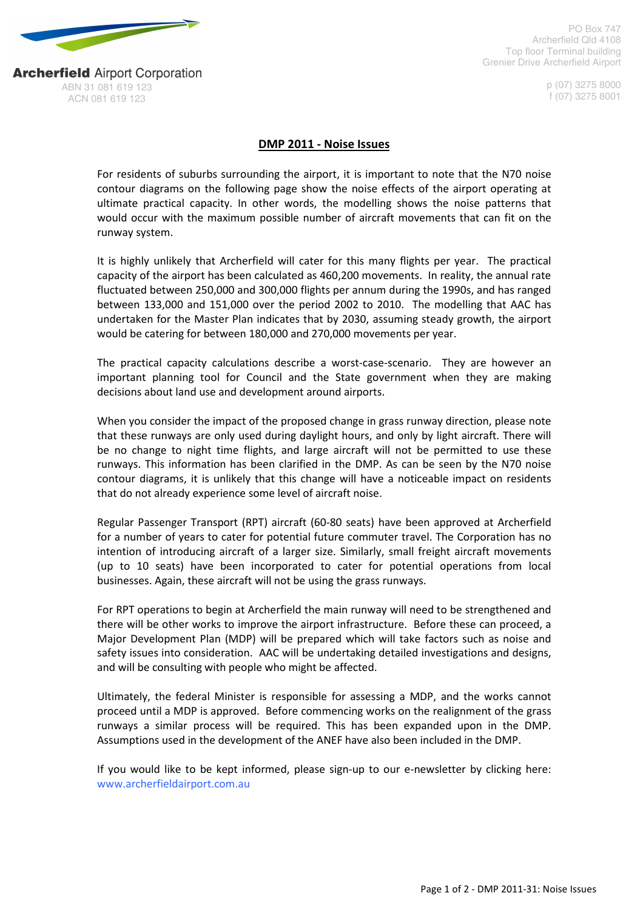**Archerfield** Airport Corporation
ABN 31 081 619 123
ACN 081 619 123

PO Box 747
Archerfield Qld 4108
Top floor Terminal building
Grenier Drive Archerfield Airport

p (07) 3275 8000
f (07) 3275 8001

## DMP 2011 - Noise Issues

For residents of suburbs surrounding the airport, it is important to note that the N70 noise contour diagrams on the following page show the noise effects of the airport operating at ultimate practical capacity. In other words, the modelling shows the noise patterns that would occur with the maximum possible number of aircraft movements that can fit on the runway system.

It is highly unlikely that Archerfield will cater for this many flights per year. The practical capacity of the airport has been calculated as 460,200 movements. In reality, the annual rate fluctuated between 250,000 and 300,000 flights per annum during the 1990s, and has ranged between 133,000 and 151,000 over the period 2002 to 2010. The modelling that AAC has undertaken for the Master Plan indicates that by 2030, assuming steady growth, the airport would be catering for between 180,000 and 270,000 movements per year.

The practical capacity calculations describe a worst-case-scenario. They are however an important planning tool for Council and the State government when they are making decisions about land use and development around airports.

When you consider the impact of the proposed change in grass runway direction, please note that these runways are only used during daylight hours, and only by light aircraft. There will be no change to night time flights, and large aircraft will not be permitted to use these runways. This information has been clarified in the DMP. As can be seen by the N70 noise contour diagrams, it is unlikely that this change will have a noticeable impact on residents that do not already experience some level of aircraft noise.

Regular Passenger Transport (RPT) aircraft (60-80 seats) have been approved at Archerfield for a number of years to cater for potential future commuter travel. The Corporation has no intention of introducing aircraft of a larger size. Similarly, small freight aircraft movements (up to 10 seats) have been incorporated to cater for potential operations from local businesses. Again, these aircraft will not be using the grass runways.

For RPT operations to begin at Archerfield the main runway will need to be strengthened and there will be other works to improve the airport infrastructure. Before these can proceed, a Major Development Plan (MDP) will be prepared which will take factors such as noise and safety issues into consideration. AAC will be undertaking detailed investigations and designs, and will be consulting with people who might be affected.

Ultimately, the federal Minister is responsible for assessing a MDP, and the works cannot proceed until a MDP is approved. Before commencing works on the realignment of the grass runways a similar process will be required. This has been expanded upon in the DMP. Assumptions used in the development of the ANEF have also been included in the DMP.

If you would like to be kept informed, please sign-up to our e-newsletter by clicking here: www.archerfieldairport.com.au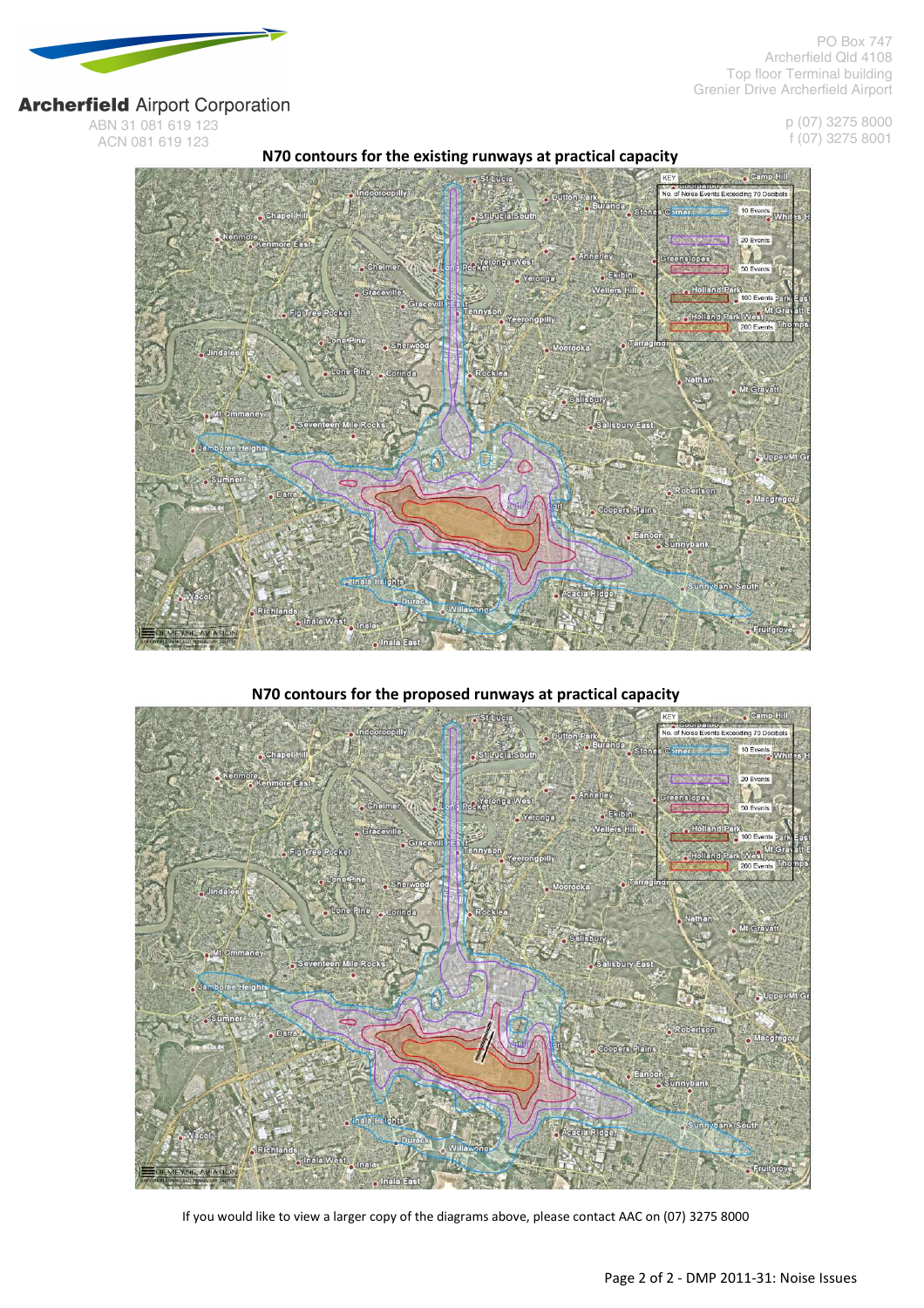**Archerfield** Airport Corporation
ABN 31 081 619 123
ACN 081 619 123

PO Box 747
Archerfield Qld 4108
Top floor Terminal building
Grenier Drive Archerfield Airport

p (07) 3275 8000
f (07) 3275 8001

## N70 contours for the existing runways at practical capacity

KEY
No. of Noise Events Exceeding 70 Decibels
10 Events
20 Events
50 Events
100 Events
200 Events

## N70 contours for the proposed runways at practical capacity

KEY
No. of Noise Events Exceeding 70 Decibels
10 Events
20 Events
50 Events
100 Events
200 Events

If you would like to view a larger copy of the diagrams above, please contact AAC on (07) 3275 8000

Page 2 of 2 - DMP 2011-31: Noise Issues